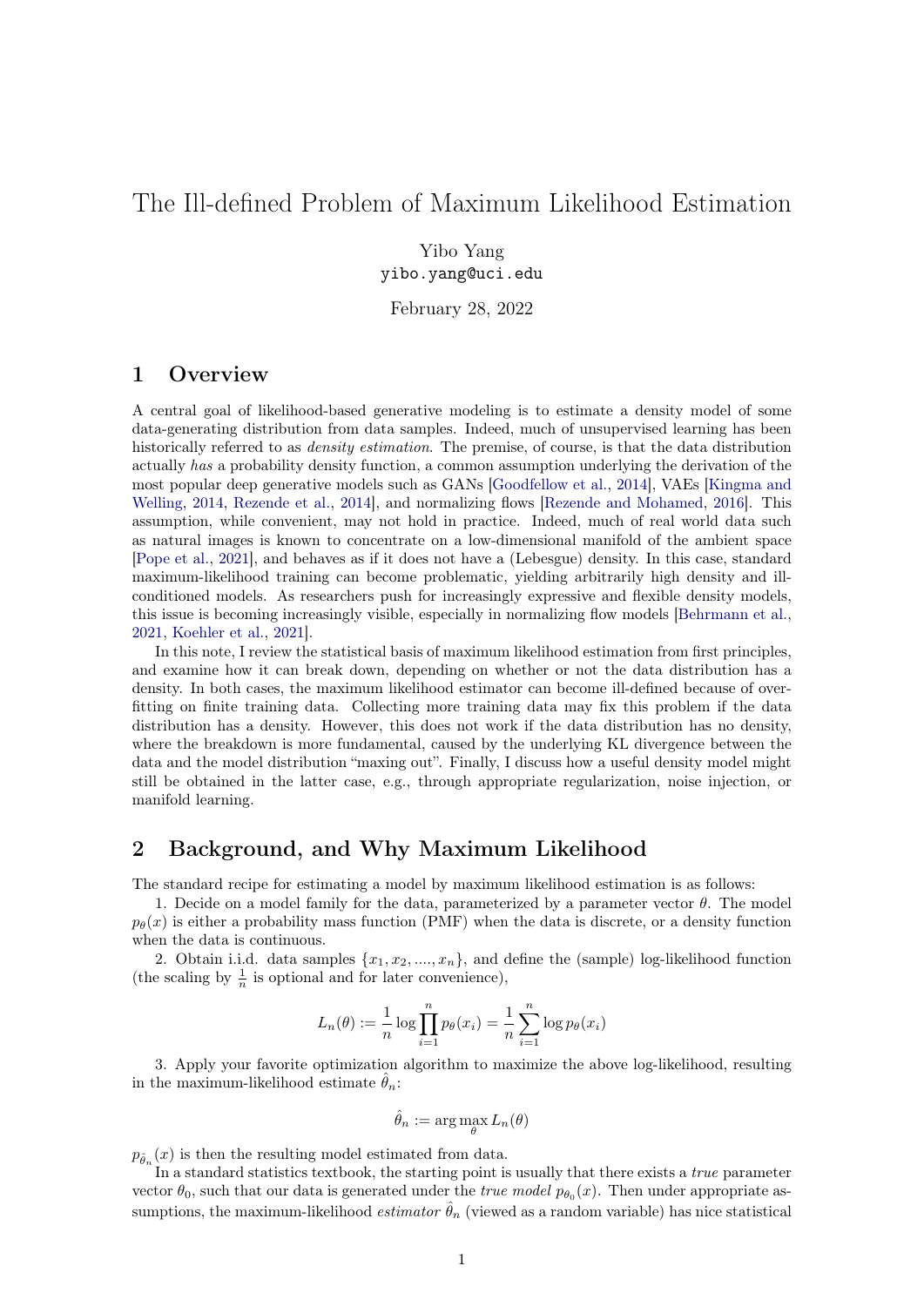# The Ill-defined Problem of Maximum Likelihood Estimation

Yibo Yang
yibo.yang@uci.edu

February 28, 2022

## 1 Overview

A central goal of likelihood-based generative modeling is to estimate a density model of some data-generating distribution from data samples. Indeed, much of unsupervised learning has been historically referred to as *density estimation*. The premise, of course, is that the data distribution actually *has* a probability density function, a common assumption underlying the derivation of the most popular deep generative models such as GANs [Goodfellow et al., 2014], VAEs [Kingma and Welling, 2014, Rezende et al., 2014], and normalizing flows [Rezende and Mohamed, 2016]. This assumption, while convenient, may not hold in practice. Indeed, much of real world data such as natural images is known to concentrate on a low-dimensional manifold of the ambient space [Pope et al., 2021], and behaves as if it does not have a (Lebesgue) density. In this case, standard maximum-likelihood training can become problematic, yielding arbitrarily high density and ill-conditioned models. As researchers push for increasingly expressive and flexible density models, this issue is becoming increasingly visible, especially in normalizing flow models [Behrmann et al., 2021, Koehler et al., 2021].

In this note, I review the statistical basis of maximum likelihood estimation from first principles, and examine how it can break down, depending on whether or not the data distribution has a density. In both cases, the maximum likelihood estimator can become ill-defined because of overfitting on finite training data. Collecting more training data may fix this problem if the data distribution has a density. However, this does not work if the data distribution has no density, where the breakdown is more fundamental, caused by the underlying KL divergence between the data and the model distribution "maxing out". Finally, I discuss how a useful density model might still be obtained in the latter case, e.g., through appropriate regularization, noise injection, or manifold learning.

## 2 Background, and Why Maximum Likelihood

The standard recipe for estimating a model by maximum likelihood estimation is as follows:

1. Decide on a model family for the data, parameterized by a parameter vector $\theta$. The model $p_\theta(x)$ is either a probability mass function (PMF) when the data is discrete, or a density function when the data is continuous.

2. Obtain i.i.d. data samples $\{x_1, x_2, ...., x_n\}$, and define the (sample) log-likelihood function (the scaling by $\frac{1}{n}$ is optional and for later convenience),

$$L_n(\theta) := \frac{1}{n} \log \prod_{i=1}^{n} p_\theta(x_i) = \frac{1}{n} \sum_{i=1}^{n} \log p_\theta(x_i)$$

3. Apply your favorite optimization algorithm to maximize the above log-likelihood, resulting in the maximum-likelihood estimate $\hat{\theta}_n$:

$$\hat{\theta}_n := \arg\max_\theta L_n(\theta)$$

$p_{\hat{\theta}_n}(x)$ is then the resulting model estimated from data.

In a standard statistics textbook, the starting point is usually that there exists a *true* parameter vector $\theta_0$, such that our data is generated under the *true model* $p_{\theta_0}(x)$. Then under appropriate assumptions, the maximum-likelihood *estimator* $\hat{\theta}_n$ (viewed as a random variable) has nice statistical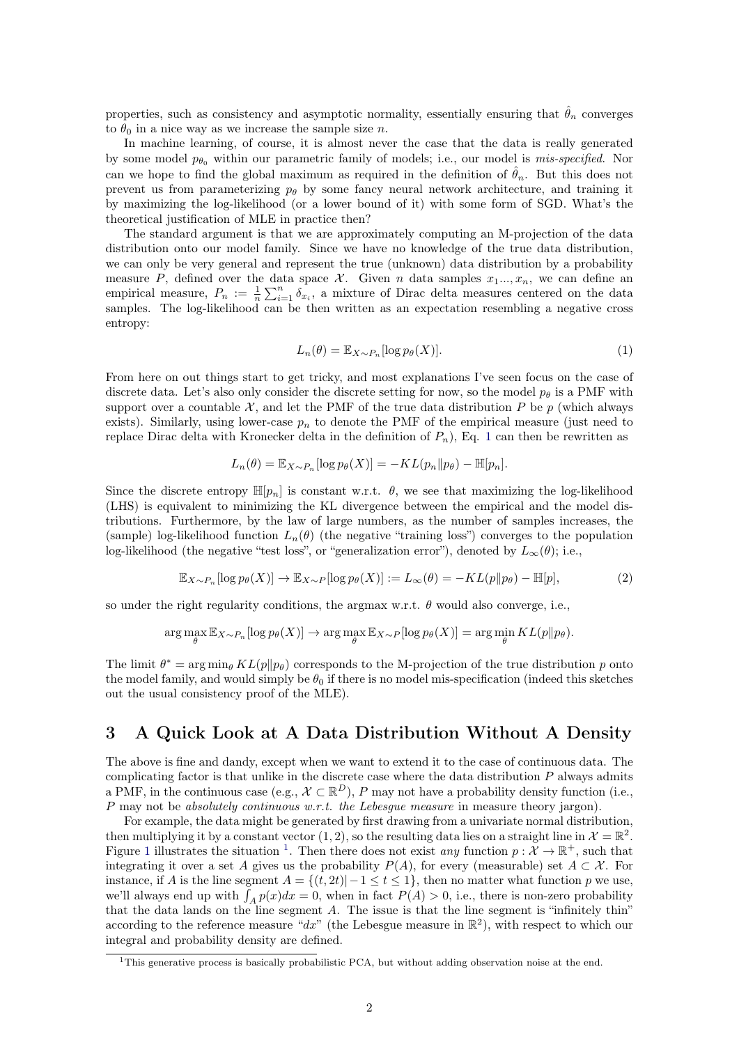properties, such as consistency and asymptotic normality, essentially ensuring that $\hat{\theta}_n$ converges to $\theta_0$ in a nice way as we increase the sample size $n$.

In machine learning, of course, it is almost never the case that the data is really generated by some model $p_{\theta_0}$ within our parametric family of models; i.e., our model is *mis-specified*. Nor can we hope to find the global maximum as required in the definition of $\hat{\theta}_n$. But this does not prevent us from parameterizing $p_\theta$ by some fancy neural network architecture, and training it by maximizing the log-likelihood (or a lower bound of it) with some form of SGD. What's the theoretical justification of MLE in practice then?

The standard argument is that we are approximately computing an M-projection of the data distribution onto our model family. Since we have no knowledge of the true data distribution, we can only be very general and represent the true (unknown) data distribution by a probability measure $P$, defined over the data space $\mathcal{X}$. Given $n$ data samples $x_1..., x_n$, we can define an empirical measure, $P_n := \frac{1}{n}\sum_{i=1}^n \delta_{x_i}$, a mixture of Dirac delta measures centered on the data samples. The log-likelihood can be then written as an expectation resembling a negative cross entropy:

$$L_n(\theta) = \mathbb{E}_{X\sim P_n}[\log p_\theta(X)]. \tag{1}$$

From here on out things start to get tricky, and most explanations I've seen focus on the case of discrete data. Let's also only consider the discrete setting for now, so the model $p_\theta$ is a PMF with support over a countable $\mathcal{X}$, and let the PMF of the true data distribution $P$ be $p$ (which always exists). Similarly, using lower-case $p_n$ to denote the PMF of the empirical measure (just need to replace Dirac delta with Kronecker delta in the definition of $P_n$), Eq. 1 can then be rewritten as

$$L_n(\theta) = \mathbb{E}_{X\sim P_n}[\log p_\theta(X)] = -KL(p_n \| p_\theta) - \mathbb{H}[p_n].$$

Since the discrete entropy $\mathbb{H}[p_n]$ is constant w.r.t. $\theta$, we see that maximizing the log-likelihood (LHS) is equivalent to minimizing the KL divergence between the empirical and the model distributions. Furthermore, by the law of large numbers, as the number of samples increases, the (sample) log-likelihood function $L_n(\theta)$ (the negative "training loss") converges to the population log-likelihood (the negative "test loss", or "generalization error"), denoted by $L_\infty(\theta)$; i.e.,

$$\mathbb{E}_{X\sim P_n}[\log p_\theta(X)] \to \mathbb{E}_{X\sim P}[\log p_\theta(X)] := L_\infty(\theta) = -KL(p\|p_\theta) - \mathbb{H}[p], \tag{2}$$

so under the right regularity conditions, the argmax w.r.t. $\theta$ would also converge, i.e.,

$$\arg\max_\theta \mathbb{E}_{X\sim P_n}[\log p_\theta(X)] \to \arg\max_\theta \mathbb{E}_{X\sim P}[\log p_\theta(X)] = \arg\min_\theta KL(p\|p_\theta).$$

The limit $\theta^* = \arg\min_\theta KL(p\|p_\theta)$ corresponds to the M-projection of the true distribution $p$ onto the model family, and would simply be $\theta_0$ if there is no model mis-specification (indeed this sketches out the usual consistency proof of the MLE).

## 3 A Quick Look at A Data Distribution Without A Density

The above is fine and dandy, except when we want to extend it to the case of continuous data. The complicating factor is that unlike in the discrete case where the data distribution $P$ always admits a PMF, in the continuous case (e.g., $\mathcal{X} \subset \mathbb{R}^D$), $P$ may not have a probability density function (i.e., $P$ may not be *absolutely continuous w.r.t. the Lebesgue measure* in measure theory jargon).

For example, the data might be generated by first drawing from a univariate normal distribution, then multiplying it by a constant vector $(1, 2)$, so the resulting data lies on a straight line in $\mathcal{X} = \mathbb{R}^2$. Figure 1 illustrates the situation [1]. Then there does not exist *any* function $p : \mathcal{X} \to \mathbb{R}^+$, such that integrating it over a set $A$ gives us the probability $P(A)$, for every (measurable) set $A \subset \mathcal{X}$. For instance, if $A$ is the line segment $A = \{(t, 2t)| -1 \le t \le 1\}$, then no matter what function $p$ we use, we'll always end up with $\int_A p(x)dx = 0$, when in fact $P(A) > 0$, i.e., there is non-zero probability that the data lands on the line segment $A$. The issue is that the line segment is "infinitely thin" according to the reference measure "$dx$" (the Lebesgue measure in $\mathbb{R}^2$), with respect to which our integral and probability density are defined.

[1] This generative process is basically probabilistic PCA, but without adding observation noise at the end.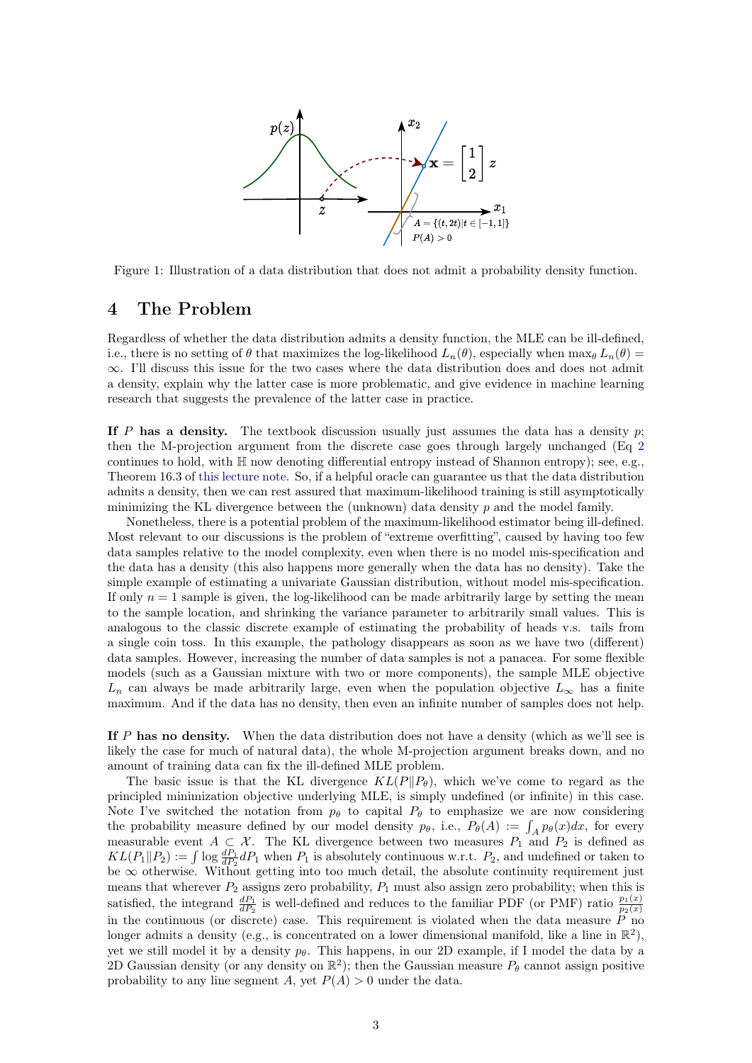Figure 1: Illustration of a data distribution that does not admit a probability density function.

## 4 The Problem

Regardless of whether the data distribution admits a density function, the MLE can be ill-defined, i.e., there is no setting of $\theta$ that maximizes the log-likelihood $L_n(\theta)$, especially when $\max_\theta L_n(\theta) = \infty$. I'll discuss this issue for the two cases where the data distribution does and does not admit a density, explain why the latter case is more problematic, and give evidence in machine learning research that suggests the prevalence of the latter case in practice.

**If $P$ has a density.** The textbook discussion usually just assumes the data has a density $p$; then the M-projection argument from the discrete case goes through largely unchanged (Eq 2 continues to hold, with $\mathbb{H}$ now denoting differential entropy instead of Shannon entropy); see, e.g., Theorem 16.3 of this lecture note. So, if a helpful oracle can guarantee us that the data distribution admits a density, then we can rest assured that maximum-likelihood training is still asymptotically minimizing the KL divergence between the (unknown) data density $p$ and the model family.

Nonetheless, there is a potential problem of the maximum-likelihood estimator being ill-defined. Most relevant to our discussions is the problem of "extreme overfitting", caused by having too few data samples relative to the model complexity, even when there is no model mis-specification and the data has a density (this also happens more generally when the data has no density). Take the simple example of estimating a univariate Gaussian distribution, without model mis-specification. If only $n = 1$ sample is given, the log-likelihood can be made arbitrarily large by setting the mean to the sample location, and shrinking the variance parameter to arbitrarily small values. This is analogous to the classic discrete example of estimating the probability of heads v.s. tails from a single coin toss. In this example, the pathology disappears as soon as we have two (different) data samples. However, increasing the number of data samples is not a panacea. For some flexible models (such as a Gaussian mixture with two or more components), the sample MLE objective $L_n$ can always be made arbitrarily large, even when the population objective $L_\infty$ has a finite maximum. And if the data has no density, then even an infinite number of samples does not help.

**If $P$ has no density.** When the data distribution does not have a density (which as we'll see is likely the case for much of natural data), the whole M-projection argument breaks down, and no amount of training data can fix the ill-defined MLE problem.

The basic issue is that the KL divergence $KL(P\|P_\theta)$, which we've come to regard as the principled minimization objective underlying MLE, is simply undefined (or infinite) in this case. Note I've switched the notation from $p_\theta$ to capital $P_\theta$ to emphasize we are now considering the probability measure defined by our model density $p_\theta$, i.e., $P_\theta(A) := \int_A p_\theta(x)dx$, for every measurable event $A \subset \mathcal{X}$. The KL divergence between two measures $P_1$ and $P_2$ is defined as $KL(P_1\|P_2) := \int \log \frac{dP_1}{dP_2} dP_1$ when $P_1$ is absolutely continuous w.r.t. $P_2$, and undefined or taken to be $\infty$ otherwise. Without getting into too much detail, the absolute continuity requirement just means that wherever $P_2$ assigns zero probability, $P_1$ must also assign zero probability; when this is satisfied, the integrand $\frac{dP_1}{dP_2}$ is well-defined and reduces to the familiar PDF (or PMF) ratio $\frac{p_1(x)}{p_2(x)}$ in the continuous (or discrete) case. This requirement is violated when the data measure $P$ no longer admits a density (e.g., is concentrated on a lower dimensional manifold, like a line in $\mathbb{R}^2$), yet we still model it by a density $p_\theta$. This happens, in our 2D example, if I model the data by a 2D Gaussian density (or any density on $\mathbb{R}^2$); then the Gaussian measure $P_\theta$ cannot assign positive probability to any line segment $A$, yet $P(A) > 0$ under the data.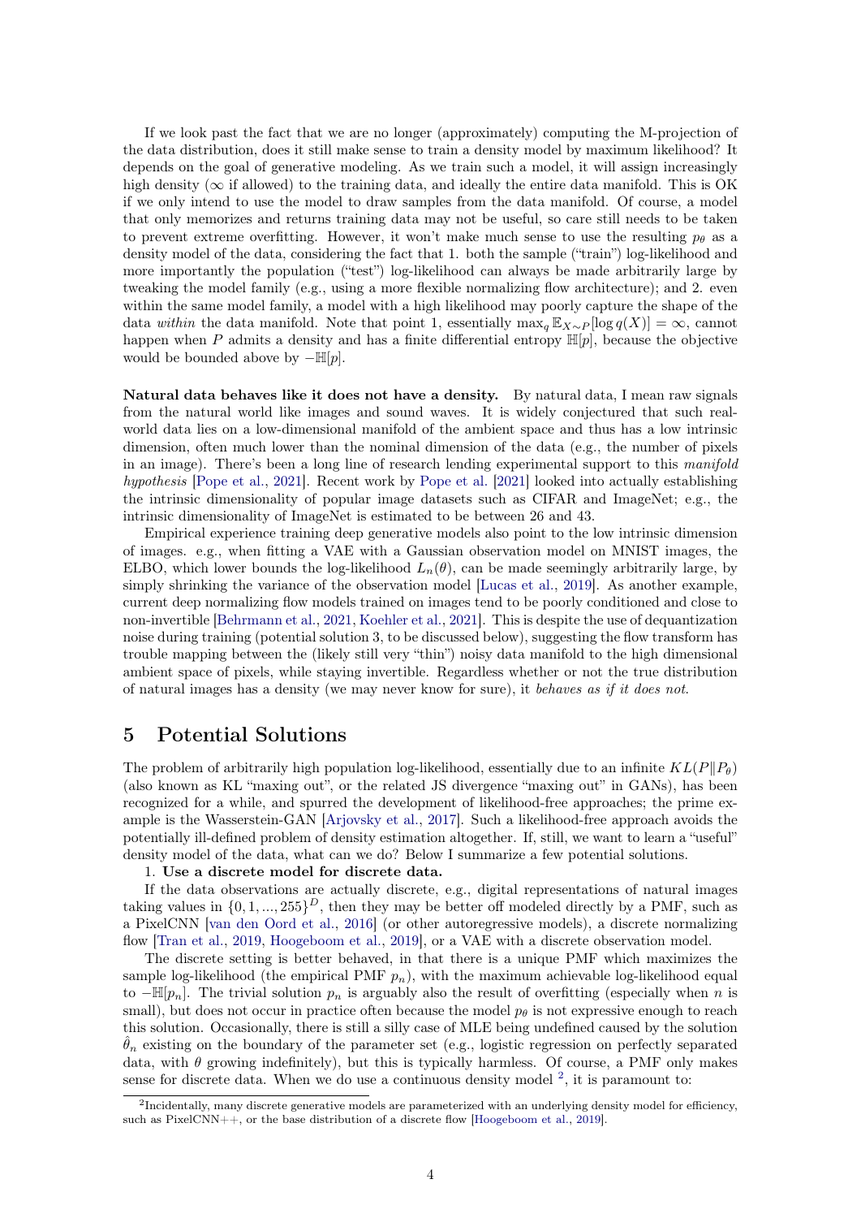If we look past the fact that we are no longer (approximately) computing the M-projection of the data distribution, does it still make sense to train a density model by maximum likelihood? It depends on the goal of generative modeling. As we train such a model, it will assign increasingly high density ($\infty$ if allowed) to the training data, and ideally the entire data manifold. This is OK if we only intend to use the model to draw samples from the data manifold. Of course, a model that only memorizes and returns training data may not be useful, so care still needs to be taken to prevent extreme overfitting. However, it won't make much sense to use the resulting $p_\theta$ as a density model of the data, considering the fact that 1. both the sample ("train") log-likelihood and more importantly the population ("test") log-likelihood can always be made arbitrarily large by tweaking the model family (e.g., using a more flexible normalizing flow architecture); and 2. even within the same model family, a model with a high likelihood may poorly capture the shape of the data *within* the data manifold. Note that point 1, essentially $\max_q \mathbb{E}_{X\sim P}[\log q(X)] = \infty$, cannot happen when $P$ admits a density and has a finite differential entropy $\mathbb{H}[p]$, because the objective would be bounded above by $-\mathbb{H}[p]$.

**Natural data behaves like it does not have a density.** By natural data, I mean raw signals from the natural world like images and sound waves. It is widely conjectured that such real-world data lies on a low-dimensional manifold of the ambient space and thus has a low intrinsic dimension, often much lower than the nominal dimension of the data (e.g., the number of pixels in an image). There's been a long line of research lending experimental support to this *manifold hypothesis* [Pope et al., 2021]. Recent work by Pope et al. [2021] looked into actually establishing the intrinsic dimensionality of popular image datasets such as CIFAR and ImageNet; e.g., the intrinsic dimensionality of ImageNet is estimated to be between 26 and 43.

Empirical experience training deep generative models also point to the low intrinsic dimension of images. e.g., when fitting a VAE with a Gaussian observation model on MNIST images, the ELBO, which lower bounds the log-likelihood $L_n(\theta)$, can be made seemingly arbitrarily large, by simply shrinking the variance of the observation model [Lucas et al., 2019]. As another example, current deep normalizing flow models trained on images tend to be poorly conditioned and close to non-invertible [Behrmann et al., 2021, Koehler et al., 2021]. This is despite the use of dequantization noise during training (potential solution 3, to be discussed below), suggesting the flow transform has trouble mapping between the (likely still very "thin") noisy data manifold to the high dimensional ambient space of pixels, while staying invertible. Regardless whether or not the true distribution of natural images has a density (we may never know for sure), it *behaves as if it does not*.

# 5 Potential Solutions

The problem of arbitrarily high population log-likelihood, essentially due to an infinite $KL(P\|P_\theta)$ (also known as KL "maxing out", or the related JS divergence "maxing out" in GANs), has been recognized for a while, and spurred the development of likelihood-free approaches; the prime example is the Wasserstein-GAN [Arjovsky et al., 2017]. Such a likelihood-free approach avoids the potentially ill-defined problem of density estimation altogether. If, still, we want to learn a "useful" density model of the data, what can we do? Below I summarize a few potential solutions.

1. **Use a discrete model for discrete data.**

If the data observations are actually discrete, e.g., digital representations of natural images taking values in $\{0, 1, ..., 255\}^D$, then they may be better off modeled directly by a PMF, such as a PixelCNN [van den Oord et al., 2016] (or other autoregressive models), a discrete normalizing flow [Tran et al., 2019, Hoogeboom et al., 2019], or a VAE with a discrete observation model.

The discrete setting is better behaved, in that there is a unique PMF which maximizes the sample log-likelihood (the empirical PMF $p_n$), with the maximum achievable log-likelihood equal to $-\mathbb{H}[p_n]$. The trivial solution $p_n$ is arguably also the result of overfitting (especially when $n$ is small), but does not occur in practice often because the model $p_\theta$ is not expressive enough to reach this solution. Occasionally, there is still a silly case of MLE being undefined caused by the solution $\hat{\theta}_n$ existing on the boundary of the parameter set (e.g., logistic regression on perfectly separated data, with $\theta$ growing indefinitely), but this is typically harmless. Of course, a PMF only makes sense for discrete data. When we do use a continuous density model [2], it is paramount to:

[2] Incidentally, many discrete generative models are parameterized with an underlying density model for efficiency, such as PixelCNN++, or the base distribution of a discrete flow [Hoogeboom et al., 2019].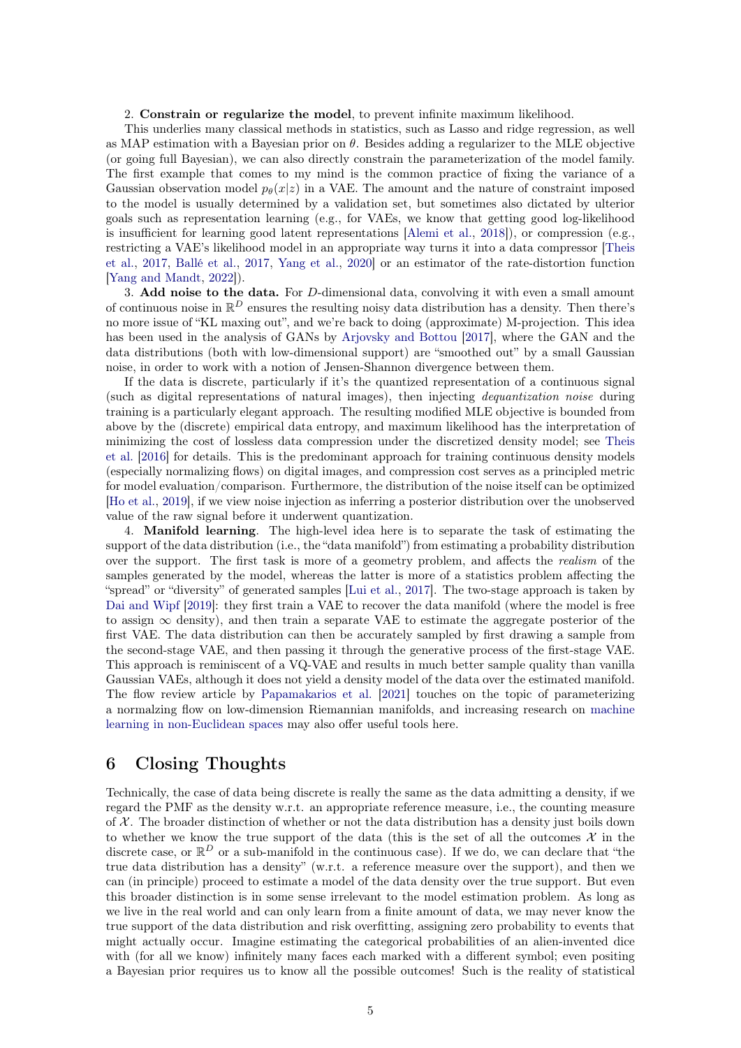2. **Constrain or regularize the model**, to prevent infinite maximum likelihood.

This underlies many classical methods in statistics, such as Lasso and ridge regression, as well as MAP estimation with a Bayesian prior on $\theta$. Besides adding a regularizer to the MLE objective (or going full Bayesian), we can also directly constrain the parameterization of the model family. The first example that comes to my mind is the common practice of fixing the variance of a Gaussian observation model $p_\theta(x|z)$ in a VAE. The amount and the nature of constraint imposed to the model is usually determined by a validation set, but sometimes also dictated by ulterior goals such as representation learning (e.g., for VAEs, we know that getting good log-likelihood is insufficient for learning good latent representations [Alemi et al., 2018]), or compression (e.g., restricting a VAE's likelihood model in an appropriate way turns it into a data compressor [Theis et al., 2017, Ballé et al., 2017, Yang et al., 2020] or an estimator of the rate-distortion function [Yang and Mandt, 2022]).

3. **Add noise to the data.** For $D$-dimensional data, convolving it with even a small amount of continuous noise in $\mathbb{R}^D$ ensures the resulting noisy data distribution has a density. Then there's no more issue of "KL maxing out", and we're back to doing (approximate) M-projection. This idea has been used in the analysis of GANs by Arjovsky and Bottou [2017], where the GAN and the data distributions (both with low-dimensional support) are "smoothed out" by a small Gaussian noise, in order to work with a notion of Jensen-Shannon divergence between them.

If the data is discrete, particularly if it's the quantized representation of a continuous signal (such as digital representations of natural images), then injecting *dequantization noise* during training is a particularly elegant approach. The resulting modified MLE objective is bounded from above by the (discrete) empirical data entropy, and maximum likelihood has the interpretation of minimizing the cost of lossless data compression under the discretized density model; see Theis et al. [2016] for details. This is the predominant approach for training continuous density models (especially normalizing flows) on digital images, and compression cost serves as a principled metric for model evaluation/comparison. Furthermore, the distribution of the noise itself can be optimized [Ho et al., 2019], if we view noise injection as inferring a posterior distribution over the unobserved value of the raw signal before it underwent quantization.

4. **Manifold learning**. The high-level idea here is to separate the task of estimating the support of the data distribution (i.e., the "data manifold") from estimating a probability distribution over the support. The first task is more of a geometry problem, and affects the *realism* of the samples generated by the model, whereas the latter is more of a statistics problem affecting the "spread" or "diversity" of generated samples [Lui et al., 2017]. The two-stage approach is taken by Dai and Wipf [2019]: they first train a VAE to recover the data manifold (where the model is free to assign $\infty$ density), and then train a separate VAE to estimate the aggregate posterior of the first VAE. The data distribution can then be accurately sampled by first drawing a sample from the second-stage VAE, and then passing it through the generative process of the first-stage VAE. This approach is reminiscent of a VQ-VAE and results in much better sample quality than vanilla Gaussian VAEs, although it does not yield a density model of the data over the estimated manifold. The flow review article by Papamakarios et al. [2021] touches on the topic of parameterizing a normalzing flow on low-dimension Riemannian manifolds, and increasing research on machine learning in non-Euclidean spaces may also offer useful tools here.

## 6 Closing Thoughts

Technically, the case of data being discrete is really the same as the data admitting a density, if we regard the PMF as the density w.r.t. an appropriate reference measure, i.e., the counting measure of $\mathcal{X}$. The broader distinction of whether or not the data distribution has a density just boils down to whether we know the true support of the data (this is the set of all the outcomes $\mathcal{X}$ in the discrete case, or $\mathbb{R}^D$ or a sub-manifold in the continuous case). If we do, we can declare that "the true data distribution has a density" (w.r.t. a reference measure over the support), and then we can (in principle) proceed to estimate a model of the data density over the true support. But even this broader distinction is in some sense irrelevant to the model estimation problem. As long as we live in the real world and can only learn from a finite amount of data, we may never know the true support of the data distribution and risk overfitting, assigning zero probability to events that might actually occur. Imagine estimating the categorical probabilities of an alien-invented dice with (for all we know) infinitely many faces each marked with a different symbol; even positing a Bayesian prior requires us to know all the possible outcomes! Such is the reality of statistical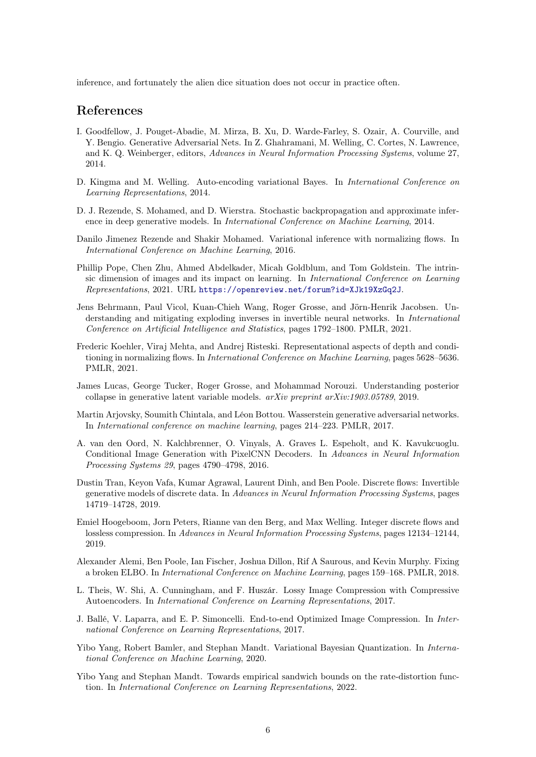inference, and fortunately the alien dice situation does not occur in practice often.

## References

I. Goodfellow, J. Pouget-Abadie, M. Mirza, B. Xu, D. Warde-Farley, S. Ozair, A. Courville, and Y. Bengio. Generative Adversarial Nets. In Z. Ghahramani, M. Welling, C. Cortes, N. Lawrence, and K. Q. Weinberger, editors, *Advances in Neural Information Processing Systems*, volume 27, 2014.

D. Kingma and M. Welling. Auto-encoding variational Bayes. In *International Conference on Learning Representations*, 2014.

D. J. Rezende, S. Mohamed, and D. Wierstra. Stochastic backpropagation and approximate inference in deep generative models. In *International Conference on Machine Learning*, 2014.

Danilo Jimenez Rezende and Shakir Mohamed. Variational inference with normalizing flows. In *International Conference on Machine Learning*, 2016.

Phillip Pope, Chen Zhu, Ahmed Abdelkader, Micah Goldblum, and Tom Goldstein. The intrinsic dimension of images and its impact on learning. In *International Conference on Learning Representations*, 2021. URL https://openreview.net/forum?id=XJk19XzGq2J.

Jens Behrmann, Paul Vicol, Kuan-Chieh Wang, Roger Grosse, and Jörn-Henrik Jacobsen. Understanding and mitigating exploding inverses in invertible neural networks. In *International Conference on Artificial Intelligence and Statistics*, pages 1792–1800. PMLR, 2021.

Frederic Koehler, Viraj Mehta, and Andrej Risteski. Representational aspects of depth and conditioning in normalizing flows. In *International Conference on Machine Learning*, pages 5628–5636. PMLR, 2021.

James Lucas, George Tucker, Roger Grosse, and Mohammad Norouzi. Understanding posterior collapse in generative latent variable models. *arXiv preprint arXiv:1903.05789*, 2019.

Martin Arjovsky, Soumith Chintala, and Léon Bottou. Wasserstein generative adversarial networks. In *International conference on machine learning*, pages 214–223. PMLR, 2017.

A. van den Oord, N. Kalchbrenner, O. Vinyals, A. Graves L. Espeholt, and K. Kavukcuoglu. Conditional Image Generation with PixelCNN Decoders. In *Advances in Neural Information Processing Systems 29*, pages 4790–4798, 2016.

Dustin Tran, Keyon Vafa, Kumar Agrawal, Laurent Dinh, and Ben Poole. Discrete flows: Invertible generative models of discrete data. In *Advances in Neural Information Processing Systems*, pages 14719–14728, 2019.

Emiel Hoogeboom, Jorn Peters, Rianne van den Berg, and Max Welling. Integer discrete flows and lossless compression. In *Advances in Neural Information Processing Systems*, pages 12134–12144, 2019.

Alexander Alemi, Ben Poole, Ian Fischer, Joshua Dillon, Rif A Saurous, and Kevin Murphy. Fixing a broken ELBO. In *International Conference on Machine Learning*, pages 159–168. PMLR, 2018.

L. Theis, W. Shi, A. Cunningham, and F. Huszár. Lossy Image Compression with Compressive Autoencoders. In *International Conference on Learning Representations*, 2017.

J. Ballé, V. Laparra, and E. P. Simoncelli. End-to-end Optimized Image Compression. In *International Conference on Learning Representations*, 2017.

Yibo Yang, Robert Bamler, and Stephan Mandt. Variational Bayesian Quantization. In *International Conference on Machine Learning*, 2020.

Yibo Yang and Stephan Mandt. Towards empirical sandwich bounds on the rate-distortion function. In *International Conference on Learning Representations*, 2022.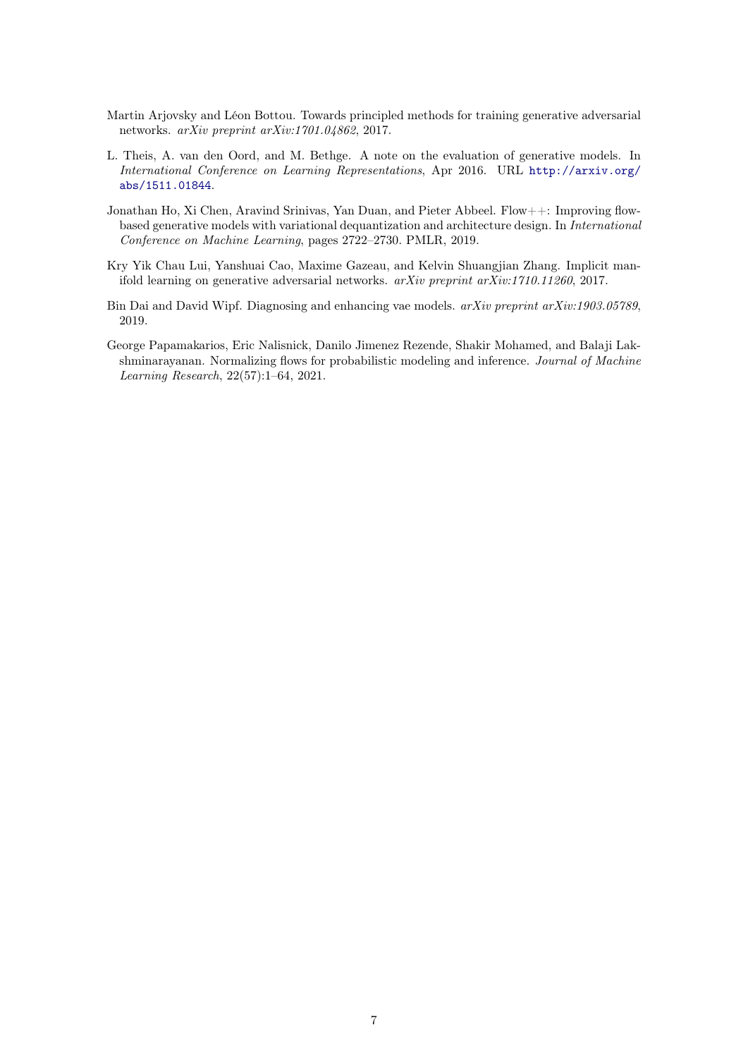Martin Arjovsky and Léon Bottou. Towards principled methods for training generative adversarial networks. *arXiv preprint arXiv:1701.04862*, 2017.

L. Theis, A. van den Oord, and M. Bethge. A note on the evaluation of generative models. In *International Conference on Learning Representations*, Apr 2016. URL http://arxiv.org/abs/1511.01844.

Jonathan Ho, Xi Chen, Aravind Srinivas, Yan Duan, and Pieter Abbeel. Flow++: Improving flow-based generative models with variational dequantization and architecture design. In *International Conference on Machine Learning*, pages 2722–2730. PMLR, 2019.

Kry Yik Chau Lui, Yanshuai Cao, Maxime Gazeau, and Kelvin Shuangjian Zhang. Implicit manifold learning on generative adversarial networks. *arXiv preprint arXiv:1710.11260*, 2017.

Bin Dai and David Wipf. Diagnosing and enhancing vae models. *arXiv preprint arXiv:1903.05789*, 2019.

George Papamakarios, Eric Nalisnick, Danilo Jimenez Rezende, Shakir Mohamed, and Balaji Lakshminarayanan. Normalizing flows for probabilistic modeling and inference. *Journal of Machine Learning Research*, 22(57):1–64, 2021.